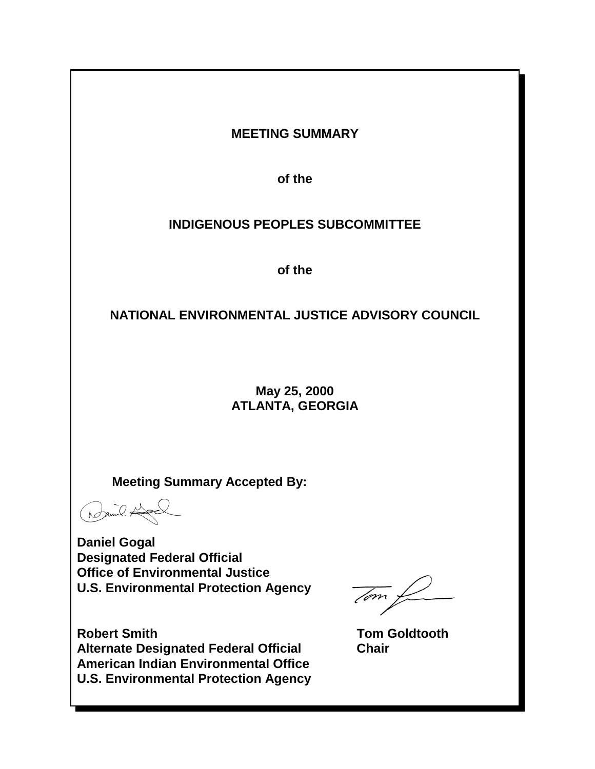# MEETING SUMMARY

## of the

## INDIGENOUS PEOPLES SUBCOMMITTEE

## of the

## NATIONAL ENVIRONMENTAL JUSTICE ADVISORY COUNCIL

**May 25, 2000**
**ATLANTA, GEORGIA**

**Meeting Summary Accepted By:**

**Daniel Gogal**
**Designated Federal Official**
**Office of Environmental Justice**
**U.S. Environmental Protection Agency**

**Robert Smith**
**Alternate Designated Federal Official**
**American Indian Environmental Office**
**U.S. Environmental Protection Agency**

**Tom Goldtooth**
**Chair**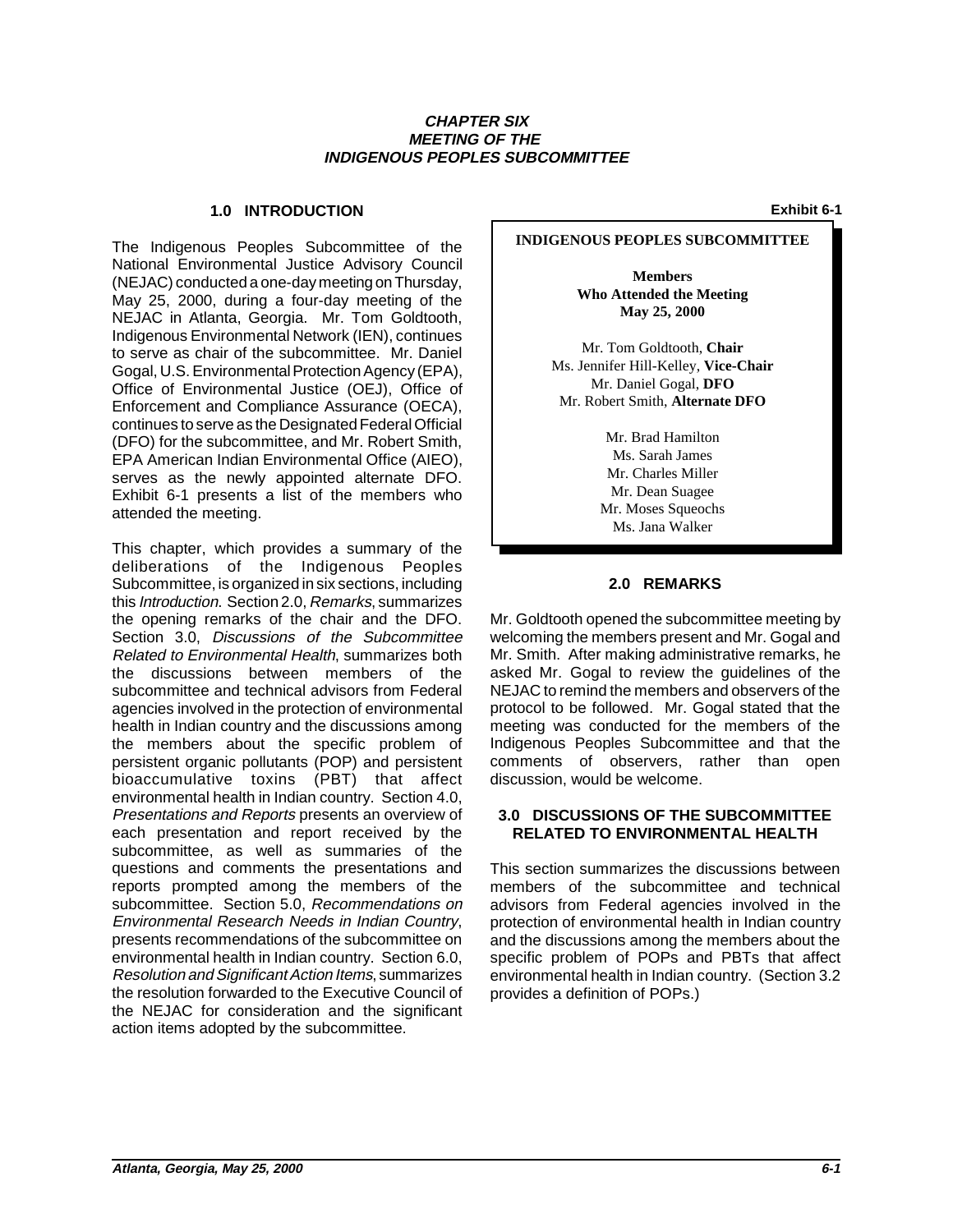# CHAPTER SIX
# MEETING OF THE
# INDIGENOUS PEOPLES SUBCOMMITTEE

## 1.0 INTRODUCTION

The Indigenous Peoples Subcommittee of the National Environmental Justice Advisory Council (NEJAC) conducted a one-day meeting on Thursday, May 25, 2000, during a four-day meeting of the NEJAC in Atlanta, Georgia. Mr. Tom Goldtooth, Indigenous Environmental Network (IEN), continues to serve as chair of the subcommittee. Mr. Daniel Gogal, U.S. Environmental Protection Agency (EPA), Office of Environmental Justice (OEJ), Office of Enforcement and Compliance Assurance (OECA), continues to serve as the Designated Federal Official (DFO) for the subcommittee, and Mr. Robert Smith, EPA American Indian Environmental Office (AIEO), serves as the newly appointed alternate DFO. Exhibit 6-1 presents a list of the members who attended the meeting.

This chapter, which provides a summary of the deliberations of the Indigenous Peoples Subcommittee, is organized in six sections, including this *Introduction.* Section 2.0, *Remarks*, summarizes the opening remarks of the chair and the DFO. Section 3.0, *Discussions of the Subcommittee Related to Environmental Health*, summarizes both the discussions between members of the subcommittee and technical advisors from Federal agencies involved in the protection of environmental health in Indian country and the discussions among the members about the specific problem of persistent organic pollutants (POP) and persistent bioaccumulative toxins (PBT) that affect environmental health in Indian country. Section 4.0, *Presentations and Reports* presents an overview of each presentation and report received by the subcommittee, as well as summaries of the questions and comments the presentations and reports prompted among the members of the subcommittee. Section 5.0, *Recommendations on Environmental Research Needs in Indian Country*, presents recommendations of the subcommittee on environmental health in Indian country. Section 6.0, *Resolution and Significant Action Items*, summarizes the resolution forwarded to the Executive Council of the NEJAC for consideration and the significant action items adopted by the subcommittee.

**Exhibit 6-1**

**INDIGENOUS PEOPLES SUBCOMMITTEE**

**Members Who Attended the Meeting May 25, 2000**

Mr. Tom Goldtooth, **Chair**
Ms. Jennifer Hill-Kelley, **Vice-Chair**
Mr. Daniel Gogal, **DFO**
Mr. Robert Smith, **Alternate DFO**

Mr. Brad Hamilton
Ms. Sarah James
Mr. Charles Miller
Mr. Dean Suagee
Mr. Moses Squeochs
Ms. Jana Walker

## 2.0 REMARKS

Mr. Goldtooth opened the subcommittee meeting by welcoming the members present and Mr. Gogal and Mr. Smith. After making administrative remarks, he asked Mr. Gogal to review the guidelines of the NEJAC to remind the members and observers of the protocol to be followed. Mr. Gogal stated that the meeting was conducted for the members of the Indigenous Peoples Subcommittee and that the comments of observers, rather than open discussion, would be welcome.

## 3.0 DISCUSSIONS OF THE SUBCOMMITTEE RELATED TO ENVIRONMENTAL HEALTH

This section summarizes the discussions between members of the subcommittee and technical advisors from Federal agencies involved in the protection of environmental health in Indian country and the discussions among the members about the specific problem of POPs and PBTs that affect environmental health in Indian country. (Section 3.2 provides a definition of POPs.)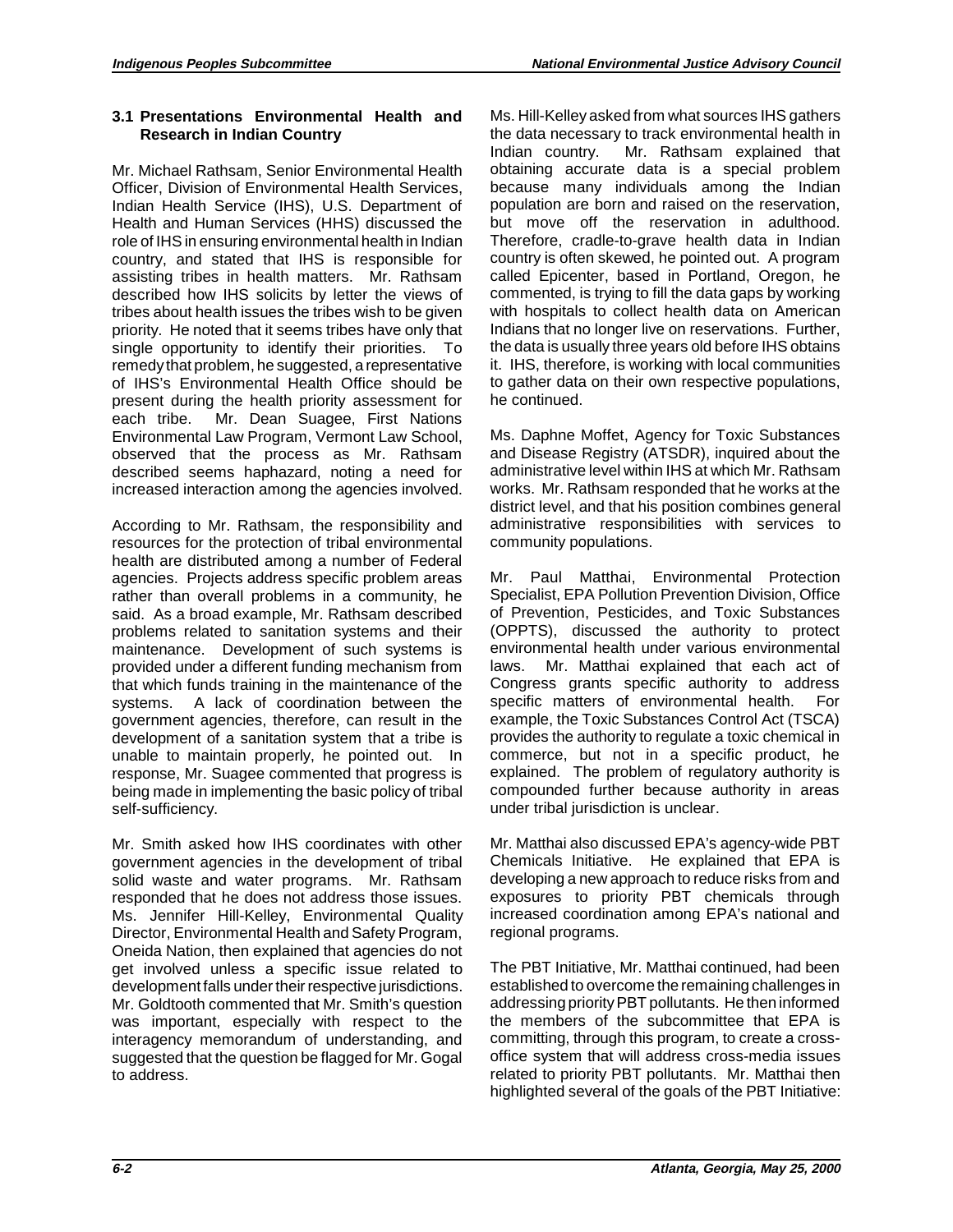### 3.1 Presentations Environmental Health and Research in Indian Country

Mr. Michael Rathsam, Senior Environmental Health Officer, Division of Environmental Health Services, Indian Health Service (IHS), U.S. Department of Health and Human Services (HHS) discussed the role of IHS in ensuring environmental health in Indian country, and stated that IHS is responsible for assisting tribes in health matters. Mr. Rathsam described how IHS solicits by letter the views of tribes about health issues the tribes wish to be given priority. He noted that it seems tribes have only that single opportunity to identify their priorities. To remedy that problem, he suggested, a representative of IHS's Environmental Health Office should be present during the health priority assessment for each tribe. Mr. Dean Suagee, First Nations Environmental Law Program, Vermont Law School, observed that the process as Mr. Rathsam described seems haphazard, noting a need for increased interaction among the agencies involved.

According to Mr. Rathsam, the responsibility and resources for the protection of tribal environmental health are distributed among a number of Federal agencies. Projects address specific problem areas rather than overall problems in a community, he said. As a broad example, Mr. Rathsam described problems related to sanitation systems and their maintenance. Development of such systems is provided under a different funding mechanism from that which funds training in the maintenance of the systems. A lack of coordination between the government agencies, therefore, can result in the development of a sanitation system that a tribe is unable to maintain properly, he pointed out. In response, Mr. Suagee commented that progress is being made in implementing the basic policy of tribal self-sufficiency.

Mr. Smith asked how IHS coordinates with other government agencies in the development of tribal solid waste and water programs. Mr. Rathsam responded that he does not address those issues. Ms. Jennifer Hill-Kelley, Environmental Quality Director, Environmental Health and Safety Program, Oneida Nation, then explained that agencies do not get involved unless a specific issue related to development falls under their respective jurisdictions. Mr. Goldtooth commented that Mr. Smith's question was important, especially with respect to the interagency memorandum of understanding, and suggested that the question be flagged for Mr. Gogal to address.

Ms. Hill-Kelley asked from what sources IHS gathers the data necessary to track environmental health in Indian country. Mr. Rathsam explained that obtaining accurate data is a special problem because many individuals among the Indian population are born and raised on the reservation, but move off the reservation in adulthood. Therefore, cradle-to-grave health data in Indian country is often skewed, he pointed out. A program called Epicenter, based in Portland, Oregon, he commented, is trying to fill the data gaps by working with hospitals to collect health data on American Indians that no longer live on reservations. Further, the data is usually three years old before IHS obtains it. IHS, therefore, is working with local communities to gather data on their own respective populations, he continued.

Ms. Daphne Moffet, Agency for Toxic Substances and Disease Registry (ATSDR), inquired about the administrative level within IHS at which Mr. Rathsam works. Mr. Rathsam responded that he works at the district level, and that his position combines general administrative responsibilities with services to community populations.

Mr. Paul Matthai, Environmental Protection Specialist, EPA Pollution Prevention Division, Office of Prevention, Pesticides, and Toxic Substances (OPPTS), discussed the authority to protect environmental health under various environmental laws. Mr. Matthai explained that each act of Congress grants specific authority to address specific matters of environmental health. For example, the Toxic Substances Control Act (TSCA) provides the authority to regulate a toxic chemical in commerce, but not in a specific product, he explained. The problem of regulatory authority is compounded further because authority in areas under tribal jurisdiction is unclear.

Mr. Matthai also discussed EPA's agency-wide PBT Chemicals Initiative. He explained that EPA is developing a new approach to reduce risks from and exposures to priority PBT chemicals through increased coordination among EPA's national and regional programs.

The PBT Initiative, Mr. Matthai continued, had been established to overcome the remaining challenges in addressing priority PBT pollutants. He then informed the members of the subcommittee that EPA is committing, through this program, to create a cross-office system that will address cross-media issues related to priority PBT pollutants. Mr. Matthai then highlighted several of the goals of the PBT Initiative: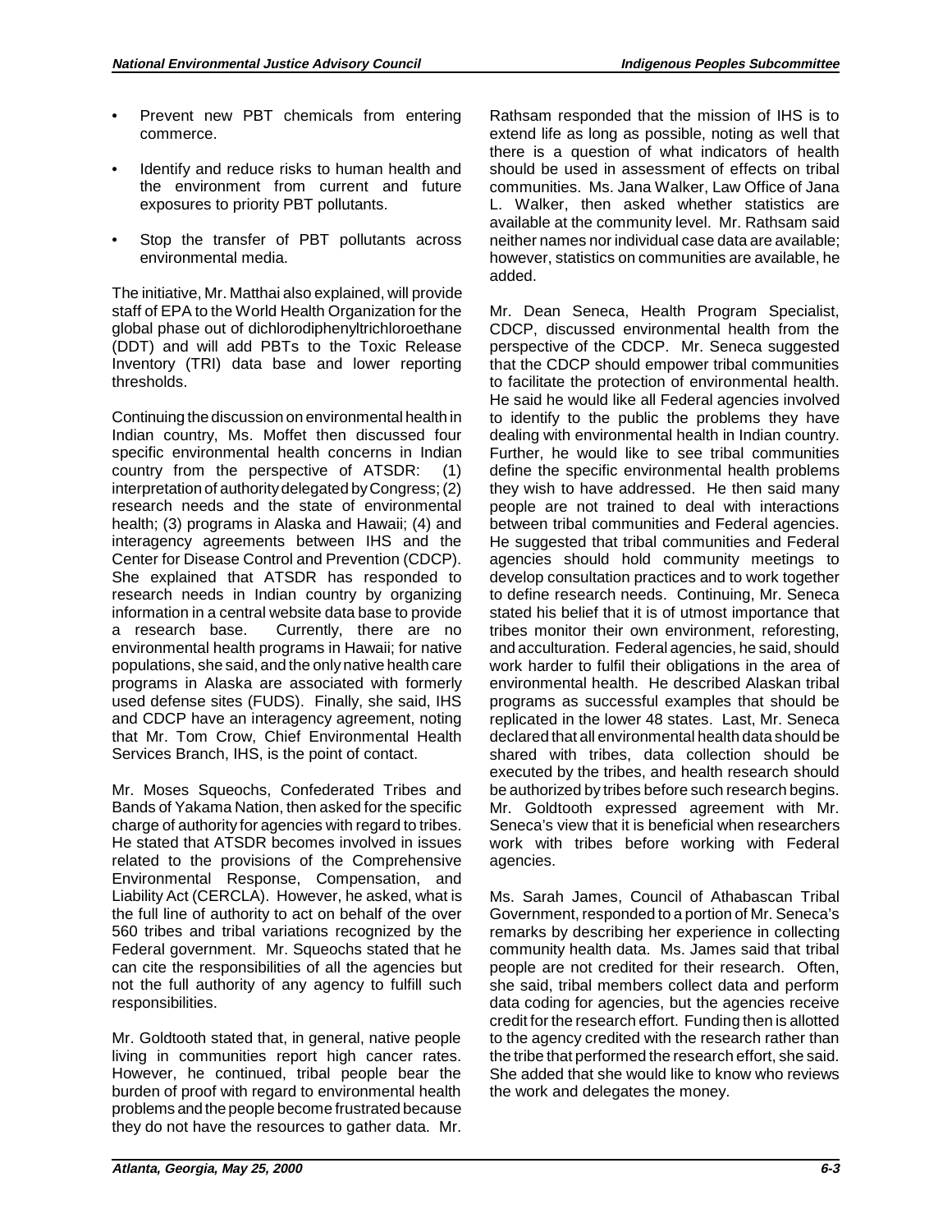- Prevent new PBT chemicals from entering commerce.

- Identify and reduce risks to human health and the environment from current and future exposures to priority PBT pollutants.

- Stop the transfer of PBT pollutants across environmental media.

The initiative, Mr. Matthai also explained, will provide staff of EPA to the World Health Organization for the global phase out of dichlorodiphenyltrichloroethane (DDT) and will add PBTs to the Toxic Release Inventory (TRI) data base and lower reporting thresholds.

Continuing the discussion on environmental health in Indian country, Ms. Moffet then discussed four specific environmental health concerns in Indian country from the perspective of ATSDR: (1) interpretation of authority delegated by Congress; (2) research needs and the state of environmental health; (3) programs in Alaska and Hawaii; (4) and interagency agreements between IHS and the Center for Disease Control and Prevention (CDCP). She explained that ATSDR has responded to research needs in Indian country by organizing information in a central website data base to provide a research base. Currently, there are no environmental health programs in Hawaii; for native populations, she said, and the only native health care programs in Alaska are associated with formerly used defense sites (FUDS). Finally, she said, IHS and CDCP have an interagency agreement, noting that Mr. Tom Crow, Chief Environmental Health Services Branch, IHS, is the point of contact.

Mr. Moses Squeochs, Confederated Tribes and Bands of Yakama Nation, then asked for the specific charge of authority for agencies with regard to tribes. He stated that ATSDR becomes involved in issues related to the provisions of the Comprehensive Environmental Response, Compensation, and Liability Act (CERCLA). However, he asked, what is the full line of authority to act on behalf of the over 560 tribes and tribal variations recognized by the Federal government. Mr. Squeochs stated that he can cite the responsibilities of all the agencies but not the full authority of any agency to fulfill such responsibilities.

Mr. Goldtooth stated that, in general, native people living in communities report high cancer rates. However, he continued, tribal people bear the burden of proof with regard to environmental health problems and the people become frustrated because they do not have the resources to gather data. Mr. Rathsam responded that the mission of IHS is to extend life as long as possible, noting as well that there is a question of what indicators of health should be used in assessment of effects on tribal communities. Ms. Jana Walker, Law Office of Jana L. Walker, then asked whether statistics are available at the community level. Mr. Rathsam said neither names nor individual case data are available; however, statistics on communities are available, he added.

Mr. Dean Seneca, Health Program Specialist, CDCP, discussed environmental health from the perspective of the CDCP. Mr. Seneca suggested that the CDCP should empower tribal communities to facilitate the protection of environmental health. He said he would like all Federal agencies involved to identify to the public the problems they have dealing with environmental health in Indian country. Further, he would like to see tribal communities define the specific environmental health problems they wish to have addressed. He then said many people are not trained to deal with interactions between tribal communities and Federal agencies. He suggested that tribal communities and Federal agencies should hold community meetings to develop consultation practices and to work together to define research needs. Continuing, Mr. Seneca stated his belief that it is of utmost importance that tribes monitor their own environment, reforesting, and acculturation. Federal agencies, he said, should work harder to fulfil their obligations in the area of environmental health. He described Alaskan tribal programs as successful examples that should be replicated in the lower 48 states. Last, Mr. Seneca declared that all environmental health data should be shared with tribes, data collection should be executed by the tribes, and health research should be authorized by tribes before such research begins. Mr. Goldtooth expressed agreement with Mr. Seneca's view that it is beneficial when researchers work with tribes before working with Federal agencies.

Ms. Sarah James, Council of Athabascan Tribal Government, responded to a portion of Mr. Seneca's remarks by describing her experience in collecting community health data. Ms. James said that tribal people are not credited for their research. Often, she said, tribal members collect data and perform data coding for agencies, but the agencies receive credit for the research effort. Funding then is allotted to the agency credited with the research rather than the tribe that performed the research effort, she said. She added that she would like to know who reviews the work and delegates the money.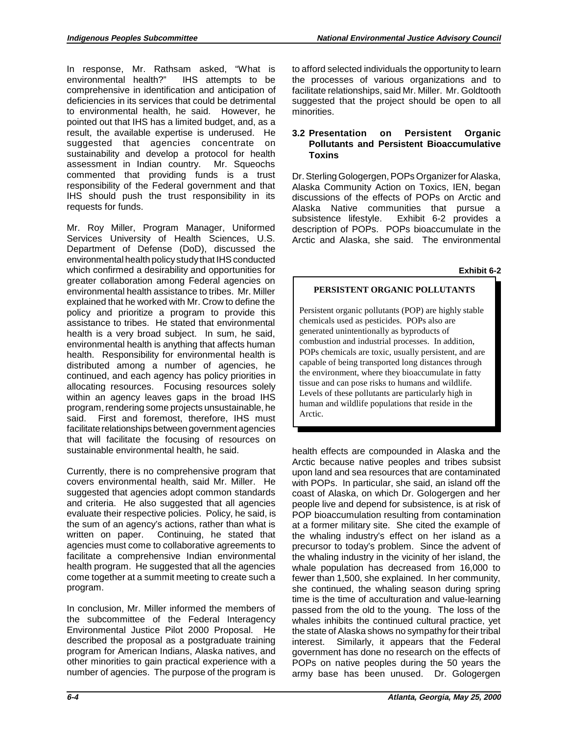In response, Mr. Rathsam asked, "What is environmental health?" IHS attempts to be comprehensive in identification and anticipation of deficiencies in its services that could be detrimental to environmental health, he said. However, he pointed out that IHS has a limited budget, and, as a result, the available expertise is underused. He suggested that agencies concentrate on sustainability and develop a protocol for health assessment in Indian country. Mr. Squeochs commented that providing funds is a trust responsibility of the Federal government and that IHS should push the trust responsibility in its requests for funds.

Mr. Roy Miller, Program Manager, Uniformed Services University of Health Sciences, U.S. Department of Defense (DoD), discussed the environmental health policy study that IHS conducted which confirmed a desirability and opportunities for greater collaboration among Federal agencies on environmental health assistance to tribes. Mr. Miller explained that he worked with Mr. Crow to define the policy and prioritize a program to provide this assistance to tribes. He stated that environmental health is a very broad subject. In sum, he said, environmental health is anything that affects human health. Responsibility for environmental health is distributed among a number of agencies, he continued, and each agency has policy priorities in allocating resources. Focusing resources solely within an agency leaves gaps in the broad IHS program, rendering some projects unsustainable, he said. First and foremost, therefore, IHS must facilitate relationships between government agencies that will facilitate the focusing of resources on sustainable environmental health, he said.

Currently, there is no comprehensive program that covers environmental health, said Mr. Miller. He suggested that agencies adopt common standards and criteria. He also suggested that all agencies evaluate their respective policies. Policy, he said, is the sum of an agency's actions, rather than what is written on paper. Continuing, he stated that agencies must come to collaborative agreements to facilitate a comprehensive Indian environmental health program. He suggested that all the agencies come together at a summit meeting to create such a program.

In conclusion, Mr. Miller informed the members of the subcommittee of the Federal Interagency Environmental Justice Pilot 2000 Proposal. He described the proposal as a postgraduate training program for American Indians, Alaska natives, and other minorities to gain practical experience with a number of agencies. The purpose of the program is to afford selected individuals the opportunity to learn the processes of various organizations and to facilitate relationships, said Mr. Miller. Mr. Goldtooth suggested that the project should be open to all minorities.

### 3.2 Presentation on Persistent Organic Pollutants and Persistent Bioaccumulative Toxins

Dr. Sterling Gologergen, POPs Organizer for Alaska, Alaska Community Action on Toxics, IEN, began discussions of the effects of POPs on Arctic and Alaska Native communities that pursue a subsistence lifestyle. Exhibit 6-2 provides a description of POPs. POPs bioaccumulate in the Arctic and Alaska, she said. The environmental health effects are compounded in Alaska and the Arctic because native peoples and tribes subsist upon land and sea resources that are contaminated with POPs. In particular, she said, an island off the coast of Alaska, on which Dr. Gologergen and her people live and depend for subsistence, is at risk of POP bioaccumulation resulting from contamination at a former military site. She cited the example of the whaling industry's effect on her island as a precursor to today's problem. Since the advent of the whaling industry in the vicinity of her island, the whale population has decreased from 16,000 to fewer than 1,500, she explained. In her community, she continued, the whaling season during spring time is the time of acculturation and value-learning passed from the old to the young. The loss of the whales inhibits the continued cultural practice, yet the state of Alaska shows no sympathy for their tribal interest. Similarly, it appears that the Federal government has done no research on the effects of POPs on native peoples during the 50 years the army base has been unused. Dr. Gologergen

**Exhibit 6-2**

**PERSISTENT ORGANIC POLLUTANTS**

Persistent organic pollutants (POP) are highly stable chemicals used as pesticides. POPs also are generated unintentionally as byproducts of combustion and industrial processes. In addition, POPs chemicals are toxic, usually persistent, and are capable of being transported long distances through the environment, where they bioaccumulate in fatty tissue and can pose risks to humans and wildlife. Levels of these pollutants are particularly high in human and wildlife populations that reside in the Arctic.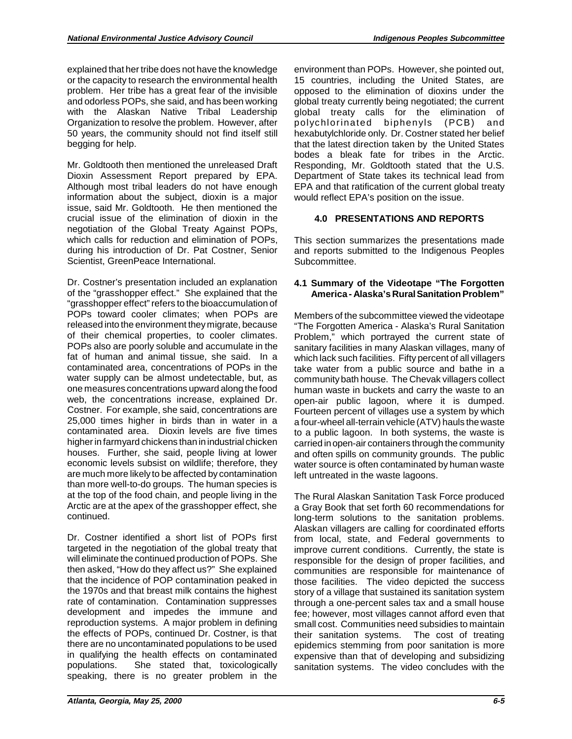explained that her tribe does not have the knowledge or the capacity to research the environmental health problem. Her tribe has a great fear of the invisible and odorless POPs, she said, and has been working with the Alaskan Native Tribal Leadership Organization to resolve the problem. However, after 50 years, the community should not find itself still begging for help.

Mr. Goldtooth then mentioned the unreleased Draft Dioxin Assessment Report prepared by EPA. Although most tribal leaders do not have enough information about the subject, dioxin is a major issue, said Mr. Goldtooth. He then mentioned the crucial issue of the elimination of dioxin in the negotiation of the Global Treaty Against POPs, which calls for reduction and elimination of POPs, during his introduction of Dr. Pat Costner, Senior Scientist, GreenPeace International.

Dr. Costner's presentation included an explanation of the "grasshopper effect." She explained that the "grasshopper effect" refers to the bioaccumulation of POPs toward cooler climates; when POPs are released into the environment they migrate, because of their chemical properties, to cooler climates. POPs also are poorly soluble and accumulate in the fat of human and animal tissue, she said. In a contaminated area, concentrations of POPs in the water supply can be almost undetectable, but, as one measures concentrations upward along the food web, the concentrations increase, explained Dr. Costner. For example, she said, concentrations are 25,000 times higher in birds than in water in a contaminated area. Dioxin levels are five times higher in farmyard chickens than in industrial chicken houses. Further, she said, people living at lower economic levels subsist on wildlife; therefore, they are much more likely to be affected by contamination than more well-to-do groups. The human species is at the top of the food chain, and people living in the Arctic are at the apex of the grasshopper effect, she continued.

Dr. Costner identified a short list of POPs first targeted in the negotiation of the global treaty that will eliminate the continued production of POPs. She then asked, "How do they affect us?" She explained that the incidence of POP contamination peaked in the 1970s and that breast milk contains the highest rate of contamination. Contamination suppresses development and impedes the immune and reproduction systems. A major problem in defining the effects of POPs, continued Dr. Costner, is that there are no uncontaminated populations to be used in qualifying the health effects on contaminated populations. She stated that, toxicologically speaking, there is no greater problem in the environment than POPs. However, she pointed out, 15 countries, including the United States, are opposed to the elimination of dioxins under the global treaty currently being negotiated; the current global treaty calls for the elimination of polychlorinated biphenyls (PCB) and hexabutylchloride only. Dr. Costner stated her belief that the latest direction taken by the United States bodes a bleak fate for tribes in the Arctic. Responding, Mr. Goldtooth stated that the U.S. Department of State takes its technical lead from EPA and that ratification of the current global treaty would reflect EPA's position on the issue.

## 4.0 PRESENTATIONS AND REPORTS

This section summarizes the presentations made and reports submitted to the Indigenous Peoples Subcommittee.

### 4.1 Summary of the Videotape "The Forgotten America - Alaska's Rural Sanitation Problem"

Members of the subcommittee viewed the videotape "The Forgotten America - Alaska's Rural Sanitation Problem," which portrayed the current state of sanitary facilities in many Alaskan villages, many of which lack such facilities. Fifty percent of all villagers take water from a public source and bathe in a community bath house. The Chevak villagers collect human waste in buckets and carry the waste to an open-air public lagoon, where it is dumped. Fourteen percent of villages use a system by which a four-wheel all-terrain vehicle (ATV) hauls the waste to a public lagoon. In both systems, the waste is carried in open-air containers through the community and often spills on community grounds. The public water source is often contaminated by human waste left untreated in the waste lagoons.

The Rural Alaskan Sanitation Task Force produced a Gray Book that set forth 60 recommendations for long-term solutions to the sanitation problems. Alaskan villagers are calling for coordinated efforts from local, state, and Federal governments to improve current conditions. Currently, the state is responsible for the design of proper facilities, and communities are responsible for maintenance of those facilities. The video depicted the success story of a village that sustained its sanitation system through a one-percent sales tax and a small house fee; however, most villages cannot afford even that small cost. Communities need subsidies to maintain their sanitation systems. The cost of treating epidemics stemming from poor sanitation is more expensive than that of developing and subsidizing sanitation systems. The video concludes with the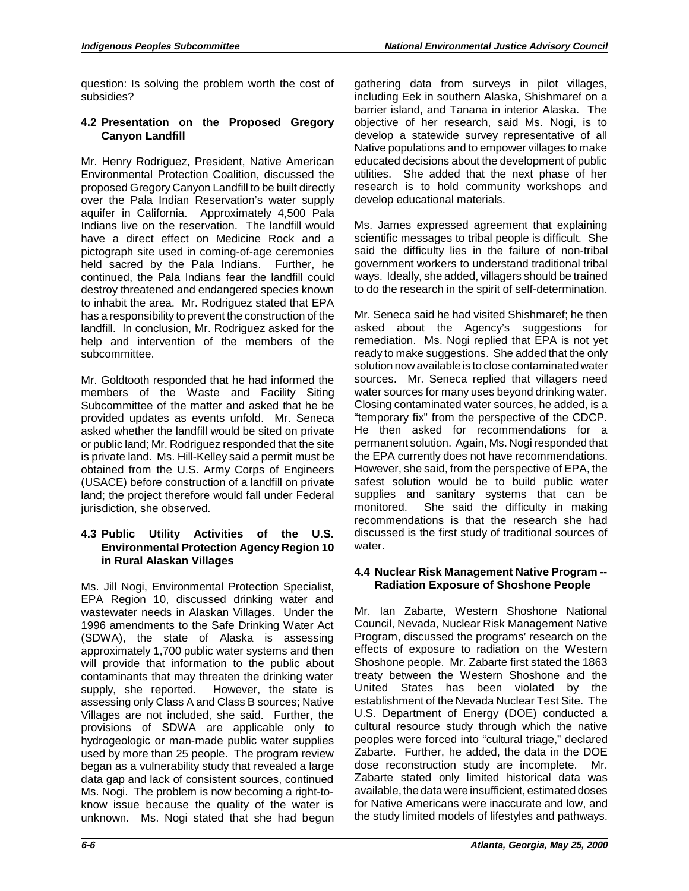question: Is solving the problem worth the cost of subsidies?

### 4.2 Presentation on the Proposed Gregory Canyon Landfill

Mr. Henry Rodriguez, President, Native American Environmental Protection Coalition, discussed the proposed Gregory Canyon Landfill to be built directly over the Pala Indian Reservation's water supply aquifer in California. Approximately 4,500 Pala Indians live on the reservation. The landfill would have a direct effect on Medicine Rock and a pictograph site used in coming-of-age ceremonies held sacred by the Pala Indians. Further, he continued, the Pala Indians fear the landfill could destroy threatened and endangered species known to inhabit the area. Mr. Rodriguez stated that EPA has a responsibility to prevent the construction of the landfill. In conclusion, Mr. Rodriguez asked for the help and intervention of the members of the subcommittee.

Mr. Goldtooth responded that he had informed the members of the Waste and Facility Siting Subcommittee of the matter and asked that he be provided updates as events unfold. Mr. Seneca asked whether the landfill would be sited on private or public land; Mr. Rodriguez responded that the site is private land. Ms. Hill-Kelley said a permit must be obtained from the U.S. Army Corps of Engineers (USACE) before construction of a landfill on private land; the project therefore would fall under Federal jurisdiction, she observed.

### 4.3 Public Utility Activities of the U.S. Environmental Protection Agency Region 10 in Rural Alaskan Villages

Ms. Jill Nogi, Environmental Protection Specialist, EPA Region 10, discussed drinking water and wastewater needs in Alaskan Villages. Under the 1996 amendments to the Safe Drinking Water Act (SDWA), the state of Alaska is assessing approximately 1,700 public water systems and then will provide that information to the public about contaminants that may threaten the drinking water supply, she reported. However, the state is assessing only Class A and Class B sources; Native Villages are not included, she said. Further, the provisions of SDWA are applicable only to hydrogeologic or man-made public water supplies used by more than 25 people. The program review began as a vulnerability study that revealed a large data gap and lack of consistent sources, continued Ms. Nogi. The problem is now becoming a right-to-know issue because the quality of the water is unknown. Ms. Nogi stated that she had begun gathering data from surveys in pilot villages, including Eek in southern Alaska, Shishmaref on a barrier island, and Tanana in interior Alaska. The objective of her research, said Ms. Nogi, is to develop a statewide survey representative of all Native populations and to empower villages to make educated decisions about the development of public utilities. She added that the next phase of her research is to hold community workshops and develop educational materials.

Ms. James expressed agreement that explaining scientific messages to tribal people is difficult. She said the difficulty lies in the failure of non-tribal government workers to understand traditional tribal ways. Ideally, she added, villagers should be trained to do the research in the spirit of self-determination.

Mr. Seneca said he had visited Shishmaref; he then asked about the Agency's suggestions for remediation. Ms. Nogi replied that EPA is not yet ready to make suggestions. She added that the only solution now available is to close contaminated water sources. Mr. Seneca replied that villagers need water sources for many uses beyond drinking water. Closing contaminated water sources, he added, is a "temporary fix" from the perspective of the CDCP. He then asked for recommendations for a permanent solution. Again, Ms. Nogi responded that the EPA currently does not have recommendations. However, she said, from the perspective of EPA, the safest solution would be to build public water supplies and sanitary systems that can be monitored. She said the difficulty in making recommendations is that the research she had discussed is the first study of traditional sources of water.

### 4.4 Nuclear Risk Management Native Program -- Radiation Exposure of Shoshone People

Mr. Ian Zabarte, Western Shoshone National Council, Nevada, Nuclear Risk Management Native Program, discussed the programs' research on the effects of exposure to radiation on the Western Shoshone people. Mr. Zabarte first stated the 1863 treaty between the Western Shoshone and the United States has been violated by the establishment of the Nevada Nuclear Test Site. The U.S. Department of Energy (DOE) conducted a cultural resource study through which the native peoples were forced into "cultural triage," declared Zabarte. Further, he added, the data in the DOE dose reconstruction study are incomplete. Mr. Zabarte stated only limited historical data was available, the data were insufficient, estimated doses for Native Americans were inaccurate and low, and the study limited models of lifestyles and pathways.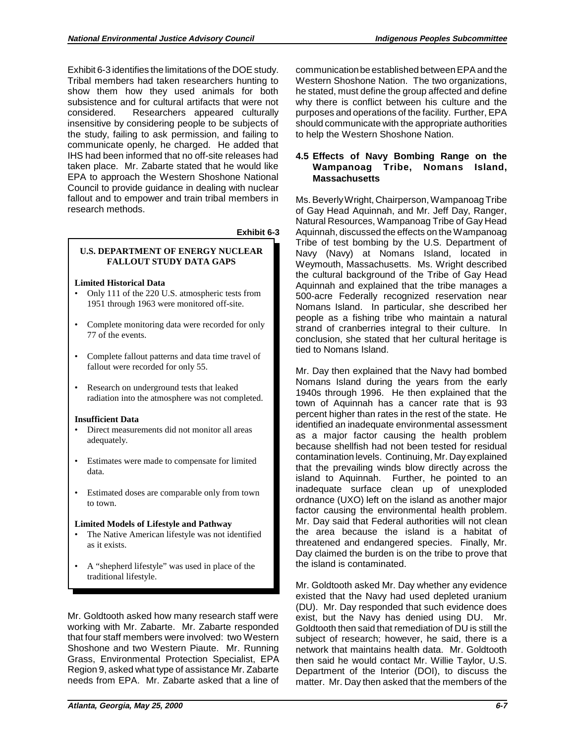Exhibit 6-3 identifies the limitations of the DOE study. Tribal members had taken researchers hunting to show them how they used animals for both subsistence and for cultural artifacts that were not considered. Researchers appeared culturally insensitive by considering people to be subjects of the study, failing to ask permission, and failing to communicate openly, he charged. He added that IHS had been informed that no off-site releases had taken place. Mr. Zabarte stated that he would like EPA to approach the Western Shoshone National Council to provide guidance in dealing with nuclear fallout and to empower and train tribal members in research methods.

**Exhibit 6-3**

**U.S. DEPARTMENT OF ENERGY NUCLEAR FALLOUT STUDY DATA GAPS**

**Limited Historical Data**

- Only 111 of the 220 U.S. atmospheric tests from 1951 through 1963 were monitored off-site.
- Complete monitoring data were recorded for only 77 of the events.
- Complete fallout patterns and data time travel of fallout were recorded for only 55.
- Research on underground tests that leaked radiation into the atmosphere was not completed.

**Insufficient Data**

- Direct measurements did not monitor all areas adequately.
- Estimates were made to compensate for limited data.
- Estimated doses are comparable only from town to town.

**Limited Models of Lifestyle and Pathway**

- The Native American lifestyle was not identified as it exists.
- A "shepherd lifestyle" was used in place of the traditional lifestyle.

Mr. Goldtooth asked how many research staff were working with Mr. Zabarte. Mr. Zabarte responded that four staff members were involved: two Western Shoshone and two Western Piaute. Mr. Running Grass, Environmental Protection Specialist, EPA Region 9, asked what type of assistance Mr. Zabarte needs from EPA. Mr. Zabarte asked that a line of communication be established between EPA and the Western Shoshone Nation. The two organizations, he stated, must define the group affected and define why there is conflict between his culture and the purposes and operations of the facility. Further, EPA should communicate with the appropriate authorities to help the Western Shoshone Nation.

### 4.5 Effects of Navy Bombing Range on the Wampanoag Tribe, Nomans Island, Massachusetts

Ms. Beverly Wright, Chairperson, Wampanoag Tribe of Gay Head Aquinnah, and Mr. Jeff Day, Ranger, Natural Resources, Wampanoag Tribe of Gay Head Aquinnah, discussed the effects on the Wampanoag Tribe of test bombing by the U.S. Department of Navy (Navy) at Nomans Island, located in Weymouth, Massachusetts. Ms. Wright described the cultural background of the Tribe of Gay Head Aquinnah and explained that the tribe manages a 500-acre Federally recognized reservation near Nomans Island. In particular, she described her people as a fishing tribe who maintain a natural strand of cranberries integral to their culture. In conclusion, she stated that her cultural heritage is tied to Nomans Island.

Mr. Day then explained that the Navy had bombed Nomans Island during the years from the early 1940s through 1996. He then explained that the town of Aquinnah has a cancer rate that is 93 percent higher than rates in the rest of the state. He identified an inadequate environmental assessment as a major factor causing the health problem because shellfish had not been tested for residual contamination levels. Continuing, Mr. Day explained that the prevailing winds blow directly across the island to Aquinnah. Further, he pointed to an inadequate surface clean up of unexploded ordnance (UXO) left on the island as another major factor causing the environmental health problem. Mr. Day said that Federal authorities will not clean the area because the island is a habitat of threatened and endangered species. Finally, Mr. Day claimed the burden is on the tribe to prove that the island is contaminated.

Mr. Goldtooth asked Mr. Day whether any evidence existed that the Navy had used depleted uranium (DU). Mr. Day responded that such evidence does exist, but the Navy has denied using DU. Mr. Goldtooth then said that remediation of DU is still the subject of research; however, he said, there is a network that maintains health data. Mr. Goldtooth then said he would contact Mr. Willie Taylor, U.S. Department of the Interior (DOI), to discuss the matter. Mr. Day then asked that the members of the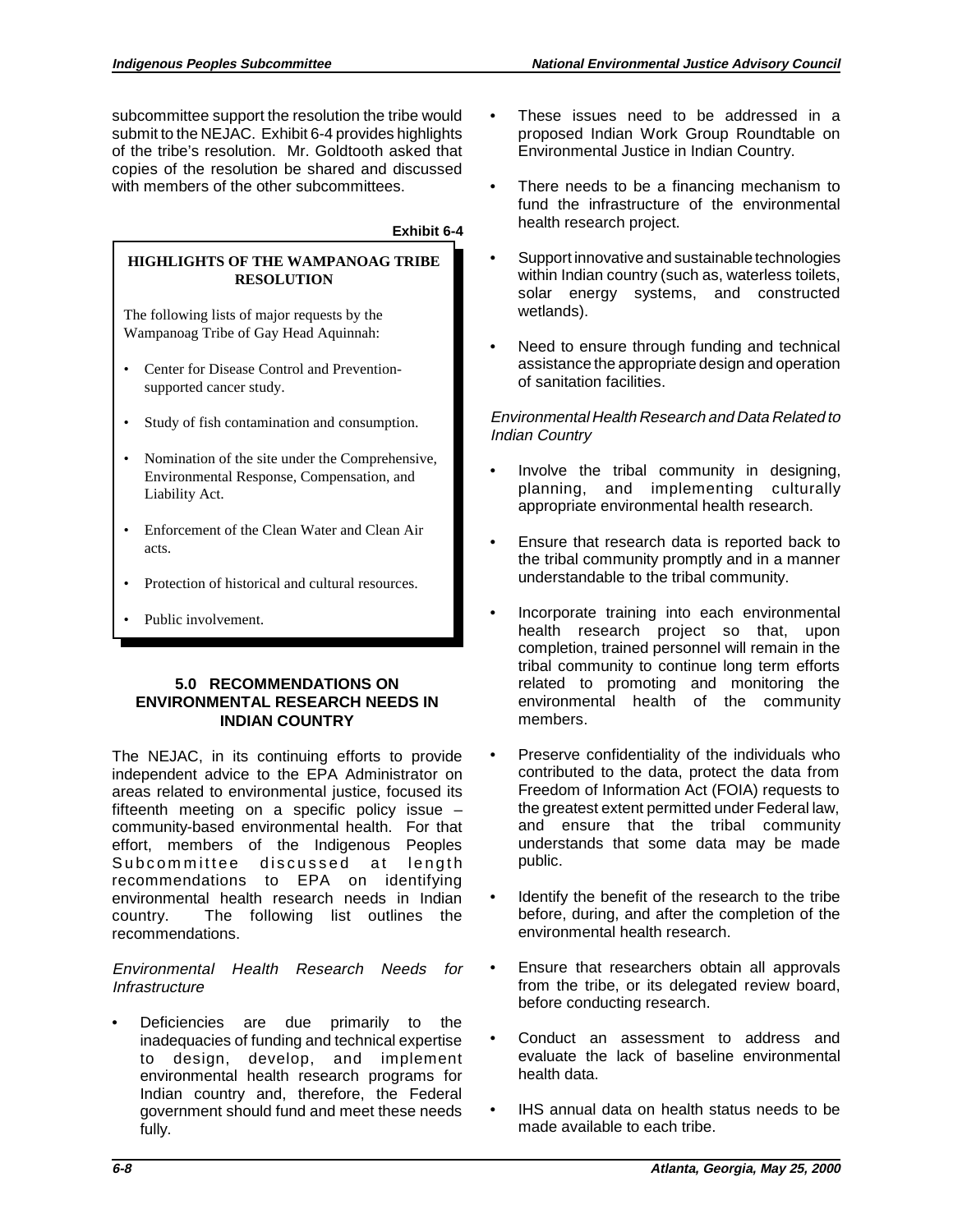subcommittee support the resolution the tribe would submit to the NEJAC. Exhibit 6-4 provides highlights of the tribe's resolution. Mr. Goldtooth asked that copies of the resolution be shared and discussed with members of the other subcommittees.

**Exhibit 6-4**

**HIGHLIGHTS OF THE WAMPANOAG TRIBE RESOLUTION**

The following lists of major requests by the Wampanoag Tribe of Gay Head Aquinnah:

- Center for Disease Control and Prevention-supported cancer study.
- Study of fish contamination and consumption.
- Nomination of the site under the Comprehensive, Environmental Response, Compensation, and Liability Act.
- Enforcement of the Clean Water and Clean Air acts.
- Protection of historical and cultural resources.
- Public involvement.

## 5.0 RECOMMENDATIONS ON ENVIRONMENTAL RESEARCH NEEDS IN INDIAN COUNTRY

The NEJAC, in its continuing efforts to provide independent advice to the EPA Administrator on areas related to environmental justice, focused its fifteenth meeting on a specific policy issue – community-based environmental health. For that effort, members of the Indigenous Peoples Subcommittee discussed at length recommendations to EPA on identifying environmental health research needs in Indian country. The following list outlines the recommendations.

*Environmental Health Research Needs for Infrastructure*

- Deficiencies are due primarily to the inadequacies of funding and technical expertise to design, develop, and implement environmental health research programs for Indian country and, therefore, the Federal government should fund and meet these needs fully.
- These issues need to be addressed in a proposed Indian Work Group Roundtable on Environmental Justice in Indian Country.
- There needs to be a financing mechanism to fund the infrastructure of the environmental health research project.
- Support innovative and sustainable technologies within Indian country (such as, waterless toilets, solar energy systems, and constructed wetlands).
- Need to ensure through funding and technical assistance the appropriate design and operation of sanitation facilities.

*Environmental Health Research and Data Related to Indian Country*

- Involve the tribal community in designing, planning, and implementing culturally appropriate environmental health research.
- Ensure that research data is reported back to the tribal community promptly and in a manner understandable to the tribal community.
- Incorporate training into each environmental health research project so that, upon completion, trained personnel will remain in the tribal community to continue long term efforts related to promoting and monitoring the environmental health of the community members.
- Preserve confidentiality of the individuals who contributed to the data, protect the data from Freedom of Information Act (FOIA) requests to the greatest extent permitted under Federal law, and ensure that the tribal community understands that some data may be made public.
- Identify the benefit of the research to the tribe before, during, and after the completion of the environmental health research.
- Ensure that researchers obtain all approvals from the tribe, or its delegated review board, before conducting research.
- Conduct an assessment to address and evaluate the lack of baseline environmental health data.
- IHS annual data on health status needs to be made available to each tribe.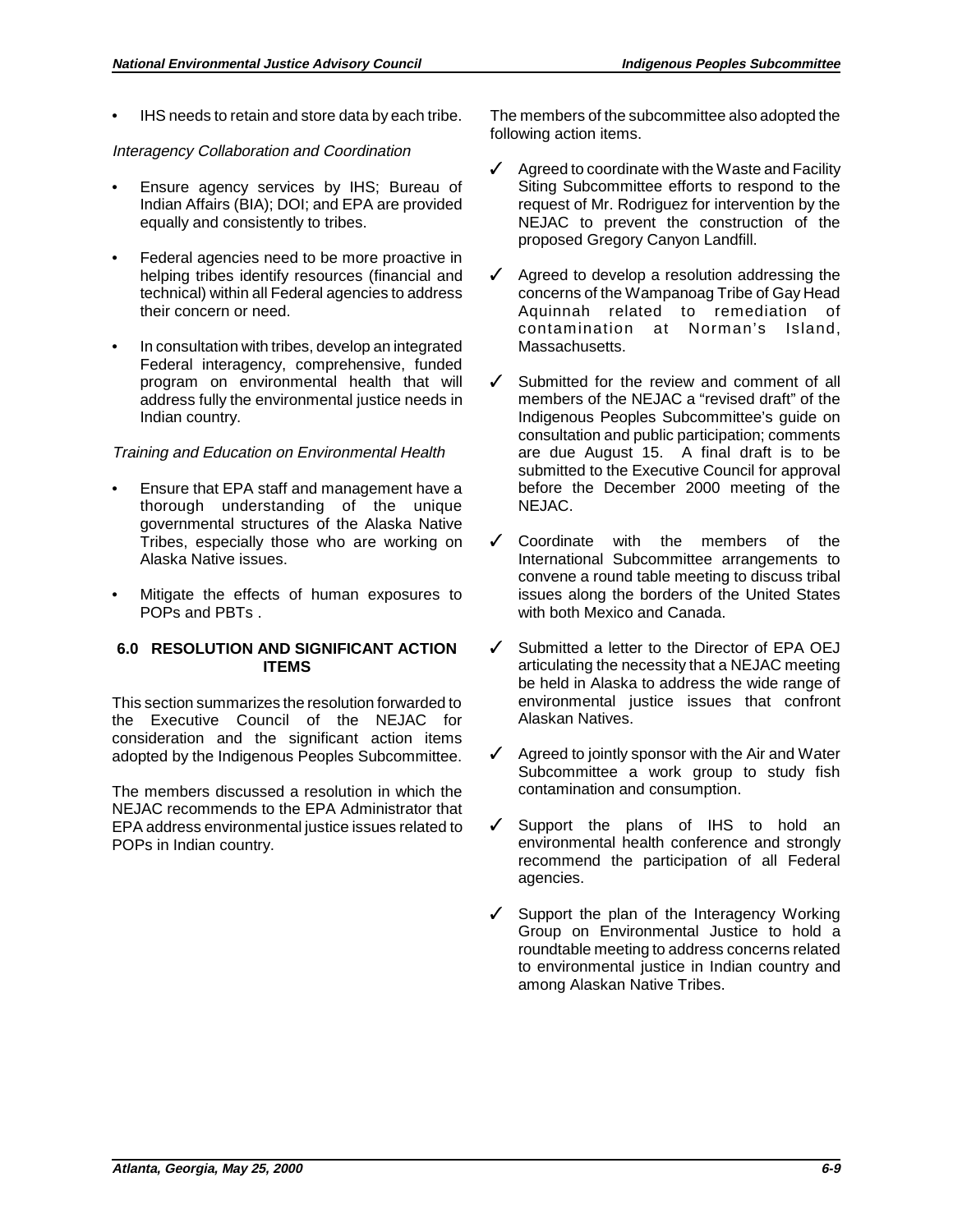- IHS needs to retain and store data by each tribe.

*Interagency Collaboration and Coordination*

- Ensure agency services by IHS; Bureau of Indian Affairs (BIA); DOI; and EPA are provided equally and consistently to tribes.
- Federal agencies need to be more proactive in helping tribes identify resources (financial and technical) within all Federal agencies to address their concern or need.
- In consultation with tribes, develop an integrated Federal interagency, comprehensive, funded program on environmental health that will address fully the environmental justice needs in Indian country.

*Training and Education on Environmental Health*

- Ensure that EPA staff and management have a thorough understanding of the unique governmental structures of the Alaska Native Tribes, especially those who are working on Alaska Native issues.
- Mitigate the effects of human exposures to POPs and PBTs .

## 6.0 RESOLUTION AND SIGNIFICANT ACTION ITEMS

This section summarizes the resolution forwarded to the Executive Council of the NEJAC for consideration and the significant action items adopted by the Indigenous Peoples Subcommittee.

The members discussed a resolution in which the NEJAC recommends to the EPA Administrator that EPA address environmental justice issues related to POPs in Indian country.

The members of the subcommittee also adopted the following action items.

- ✓ Agreed to coordinate with the Waste and Facility Siting Subcommittee efforts to respond to the request of Mr. Rodriguez for intervention by the NEJAC to prevent the construction of the proposed Gregory Canyon Landfill.
- ✓ Agreed to develop a resolution addressing the concerns of the Wampanoag Tribe of Gay Head Aquinnah related to remediation of contamination at Norman's Island, Massachusetts.
- ✓ Submitted for the review and comment of all members of the NEJAC a "revised draft" of the Indigenous Peoples Subcommittee's guide on consultation and public participation; comments are due August 15. A final draft is to be submitted to the Executive Council for approval before the December 2000 meeting of the NEJAC.
- ✓ Coordinate with the members of the International Subcommittee arrangements to convene a round table meeting to discuss tribal issues along the borders of the United States with both Mexico and Canada.
- ✓ Submitted a letter to the Director of EPA OEJ articulating the necessity that a NEJAC meeting be held in Alaska to address the wide range of environmental justice issues that confront Alaskan Natives.
- ✓ Agreed to jointly sponsor with the Air and Water Subcommittee a work group to study fish contamination and consumption.
- ✓ Support the plans of IHS to hold an environmental health conference and strongly recommend the participation of all Federal agencies.
- ✓ Support the plan of the Interagency Working Group on Environmental Justice to hold a roundtable meeting to address concerns related to environmental justice in Indian country and among Alaskan Native Tribes.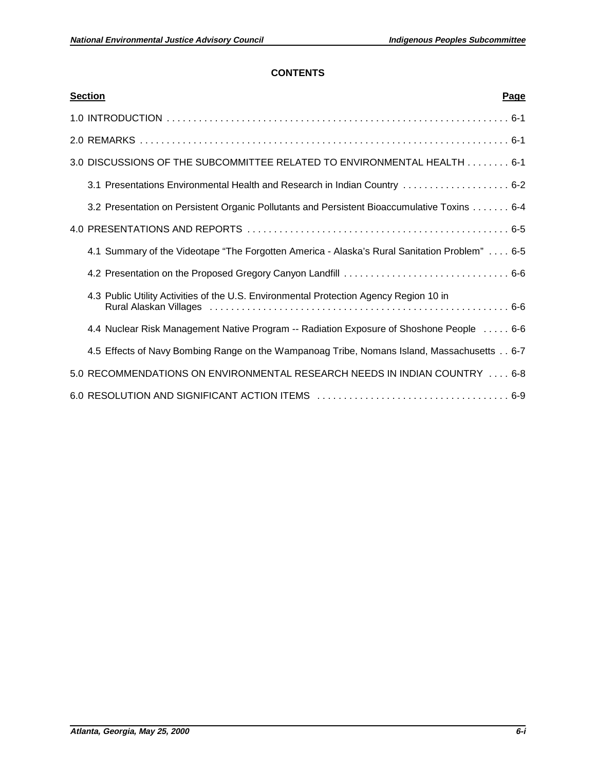**CONTENTS**

| Section | Page |
|---|---|
| 1.0 INTRODUCTION | 6-1 |
| 2.0 REMARKS | 6-1 |
| 3.0 DISCUSSIONS OF THE SUBCOMMITTEE RELATED TO ENVIRONMENTAL HEALTH | 6-1 |
| 3.1 Presentations Environmental Health and Research in Indian Country | 6-2 |
| 3.2 Presentation on Persistent Organic Pollutants and Persistent Bioaccumulative Toxins | 6-4 |
| 4.0 PRESENTATIONS AND REPORTS | 6-5 |
| 4.1 Summary of the Videotape "The Forgotten America - Alaska's Rural Sanitation Problem" | 6-5 |
| 4.2 Presentation on the Proposed Gregory Canyon Landfill | 6-6 |
| 4.3 Public Utility Activities of the U.S. Environmental Protection Agency Region 10 in Rural Alaskan Villages | 6-6 |
| 4.4 Nuclear Risk Management Native Program -- Radiation Exposure of Shoshone People | 6-6 |
| 4.5 Effects of Navy Bombing Range on the Wampanoag Tribe, Nomans Island, Massachusetts | 6-7 |
| 5.0 RECOMMENDATIONS ON ENVIRONMENTAL RESEARCH NEEDS IN INDIAN COUNTRY | 6-8 |
| 6.0 RESOLUTION AND SIGNIFICANT ACTION ITEMS | 6-9 |